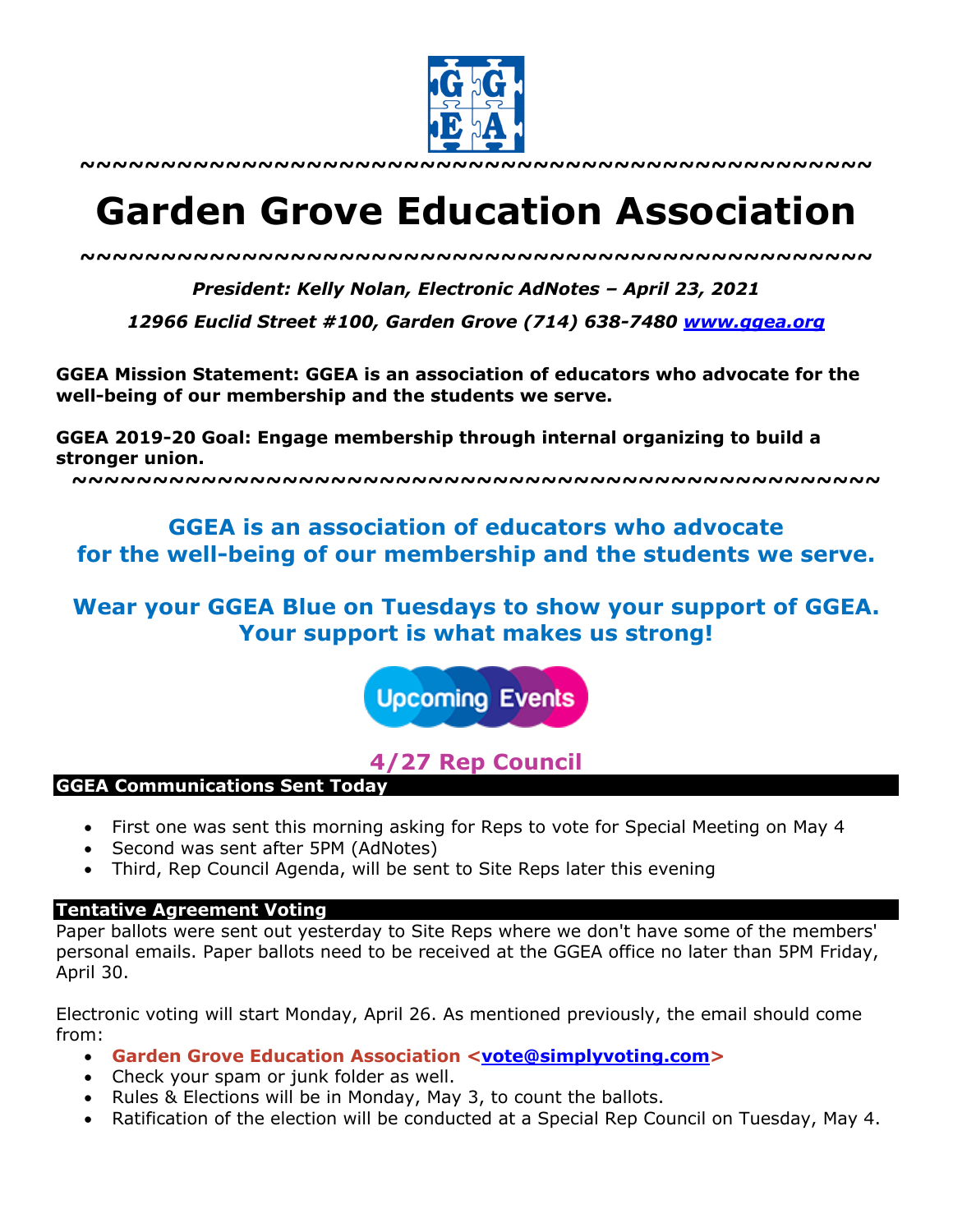~~~~~~~~~~~~~~~~~~~~~~~~~~~~~~~~~~~~~~~~~~~~~~~~~~~~

# Garden Grove Education Association

~~~~~~~~~~~~~~~~~~~~~~~~~~~~~~~~~~~~~~~~~~~~~~~~~~~~

***President: Kelly Nolan, Electronic AdNotes – April 23, 2021***

***12966 Euclid Street #100, Garden Grove (714) 638-7480 [www.ggea.org](http://www.ggea.org)***

**GGEA Mission Statement: GGEA is an association of educators who advocate for the well-being of our membership and the students we serve.**

**GGEA 2019-20 Goal: Engage membership through internal organizing to build a stronger union.**

~~~~~~~~~~~~~~~~~~~~~~~~~~~~~~~~~~~~~~~~~~~~~~~~~~~~

## GGEA is an association of educators who advocate for the well-being of our membership and the students we serve.

## Wear your GGEA Blue on Tuesdays to show your support of GGEA. Your support is what makes us strong!

Upcoming Events

## 4/27 Rep Council

### GGEA Communications Sent Today

- First one was sent this morning asking for Reps to vote for Special Meeting on May 4
- Second was sent after 5PM (AdNotes)
- Third, Rep Council Agenda, will be sent to Site Reps later this evening

### Tentative Agreement Voting

Paper ballots were sent out yesterday to Site Reps where we don't have some of the members' personal emails. Paper ballots need to be received at the GGEA office no later than 5PM Friday, April 30.

Electronic voting will start Monday, April 26. As mentioned previously, the email should come from:

- **Garden Grove Education Association <[vote@simplyvoting.com](mailto:vote@simplyvoting.com)>**
- Check your spam or junk folder as well.
- Rules & Elections will be in Monday, May 3, to count the ballots.
- Ratification of the election will be conducted at a Special Rep Council on Tuesday, May 4.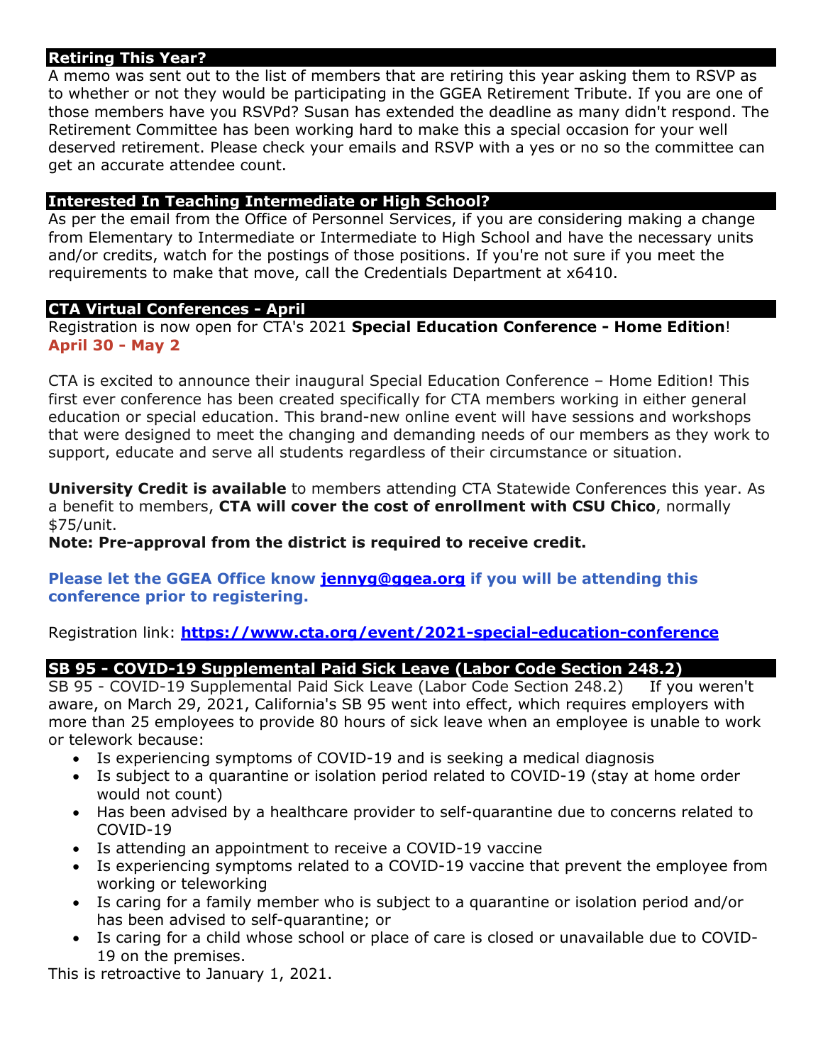## Retiring This Year?

A memo was sent out to the list of members that are retiring this year asking them to RSVP as to whether or not they would be participating in the GGEA Retirement Tribute. If you are one of those members have you RSVPd? Susan has extended the deadline as many didn't respond. The Retirement Committee has been working hard to make this a special occasion for your well deserved retirement. Please check your emails and RSVP with a yes or no so the committee can get an accurate attendee count.

## Interested In Teaching Intermediate or High School?

As per the email from the Office of Personnel Services, if you are considering making a change from Elementary to Intermediate or Intermediate to High School and have the necessary units and/or credits, watch for the postings of those positions. If you're not sure if you meet the requirements to make that move, call the Credentials Department at x6410.

## CTA Virtual Conferences - April

Registration is now open for CTA's 2021 **Special Education Conference - Home Edition**!
**April 30 - May 2**

CTA is excited to announce their inaugural Special Education Conference – Home Edition! This first ever conference has been created specifically for CTA members working in either general education or special education. This brand-new online event will have sessions and workshops that were designed to meet the changing and demanding needs of our members as they work to support, educate and serve all students regardless of their circumstance or situation.

**University Credit is available** to members attending CTA Statewide Conferences this year. As a benefit to members, **CTA will cover the cost of enrollment with CSU Chico**, normally $75/unit.
**Note: Pre-approval from the district is required to receive credit.**

**Please let the GGEA Office know jennyg@ggea.org if you will be attending this conference prior to registering.**

Registration link: **https://www.cta.org/event/2021-special-education-conference**

## SB 95 - COVID-19 Supplemental Paid Sick Leave (Labor Code Section 248.2)

SB 95 - COVID-19 Supplemental Paid Sick Leave (Labor Code Section 248.2) If you weren't aware, on March 29, 2021, California's SB 95 went into effect, which requires employers with more than 25 employees to provide 80 hours of sick leave when an employee is unable to work or telework because:

- Is experiencing symptoms of COVID-19 and is seeking a medical diagnosis
- Is subject to a quarantine or isolation period related to COVID-19 (stay at home order would not count)
- Has been advised by a healthcare provider to self-quarantine due to concerns related to COVID-19
- Is attending an appointment to receive a COVID-19 vaccine
- Is experiencing symptoms related to a COVID-19 vaccine that prevent the employee from working or teleworking
- Is caring for a family member who is subject to a quarantine or isolation period and/or has been advised to self-quarantine; or
- Is caring for a child whose school or place of care is closed or unavailable due to COVID-19 on the premises.

This is retroactive to January 1, 2021.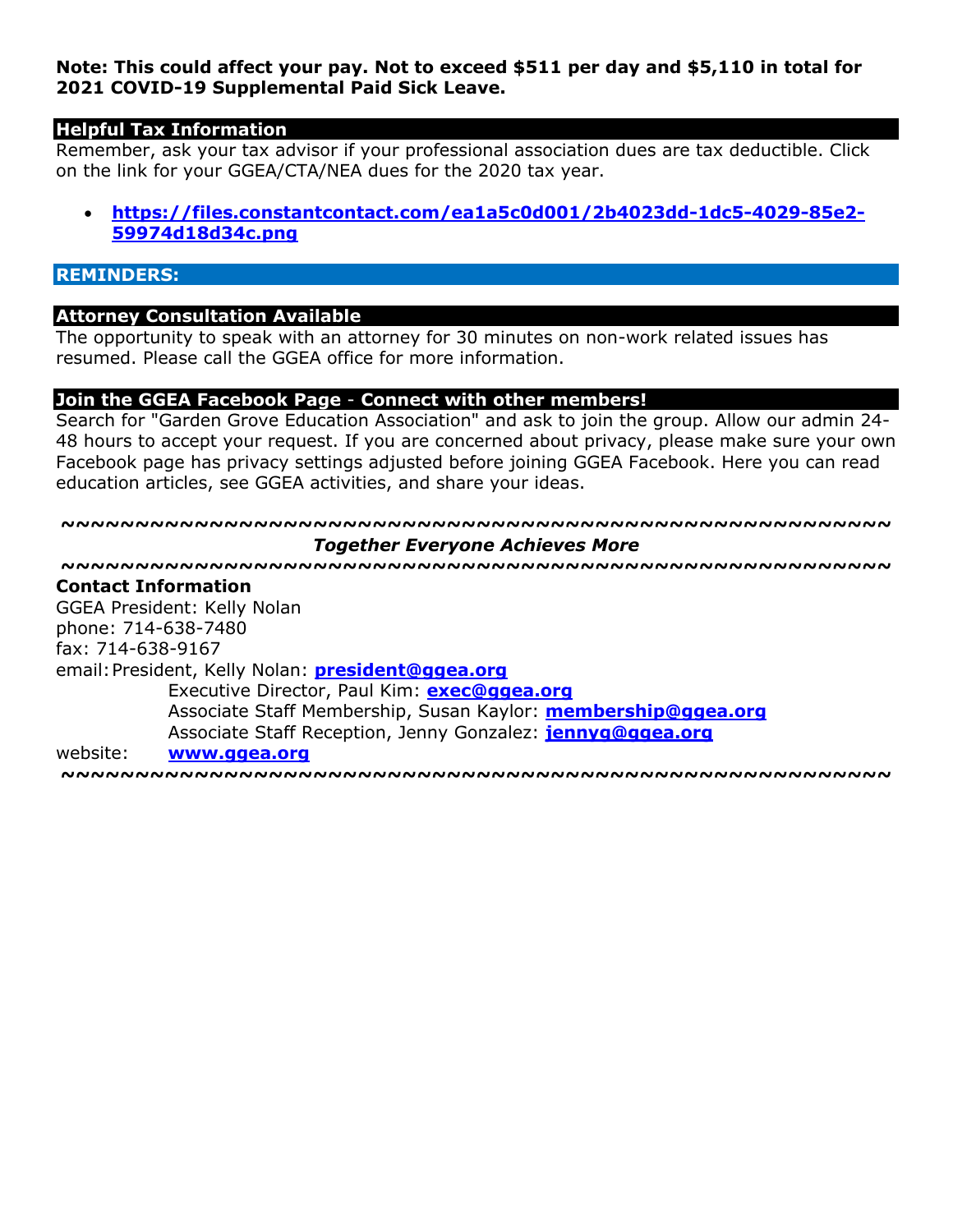**Note: This could affect your pay. Not to exceed $511 per day and $5,110 in total for 2021 COVID-19 Supplemental Paid Sick Leave.**

## Helpful Tax Information

Remember, ask your tax advisor if your professional association dues are tax deductible. Click on the link for your GGEA/CTA/NEA dues for the 2020 tax year.

- **https://files.constantcontact.com/ea1a5c0d001/2b4023dd-1dc5-4029-85e2-59974d18d34c.png**

## REMINDERS:

## Attorney Consultation Available

The opportunity to speak with an attorney for 30 minutes on non-work related issues has resumed. Please call the GGEA office for more information.

## Join the GGEA Facebook Page - Connect with other members!

Search for "Garden Grove Education Association" and ask to join the group. Allow our admin 24-48 hours to accept your request. If you are concerned about privacy, please make sure your own Facebook page has privacy settings adjusted before joining GGEA Facebook. Here you can read education articles, see GGEA activities, and share your ideas.

~~~~~~~~~~~~~~~~~~~~~~~~~~~~~~~~~~~~~~~~~~~~~~~~~~~~~~~~

***Together Everyone Achieves More***

~~~~~~~~~~~~~~~~~~~~~~~~~~~~~~~~~~~~~~~~~~~~~~~~~~~~~~~~

**Contact Information**

GGEA President: Kelly Nolan
phone: 714-638-7480
fax: 714-638-9167
email: President, Kelly Nolan: **president@ggea.org**
Executive Director, Paul Kim: **exec@ggea.org**
Associate Staff Membership, Susan Kaylor: **membership@ggea.org**
Associate Staff Reception, Jenny Gonzalez: **jennyg@ggea.org**
website: **www.ggea.org**

~~~~~~~~~~~~~~~~~~~~~~~~~~~~~~~~~~~~~~~~~~~~~~~~~~~~~~~~